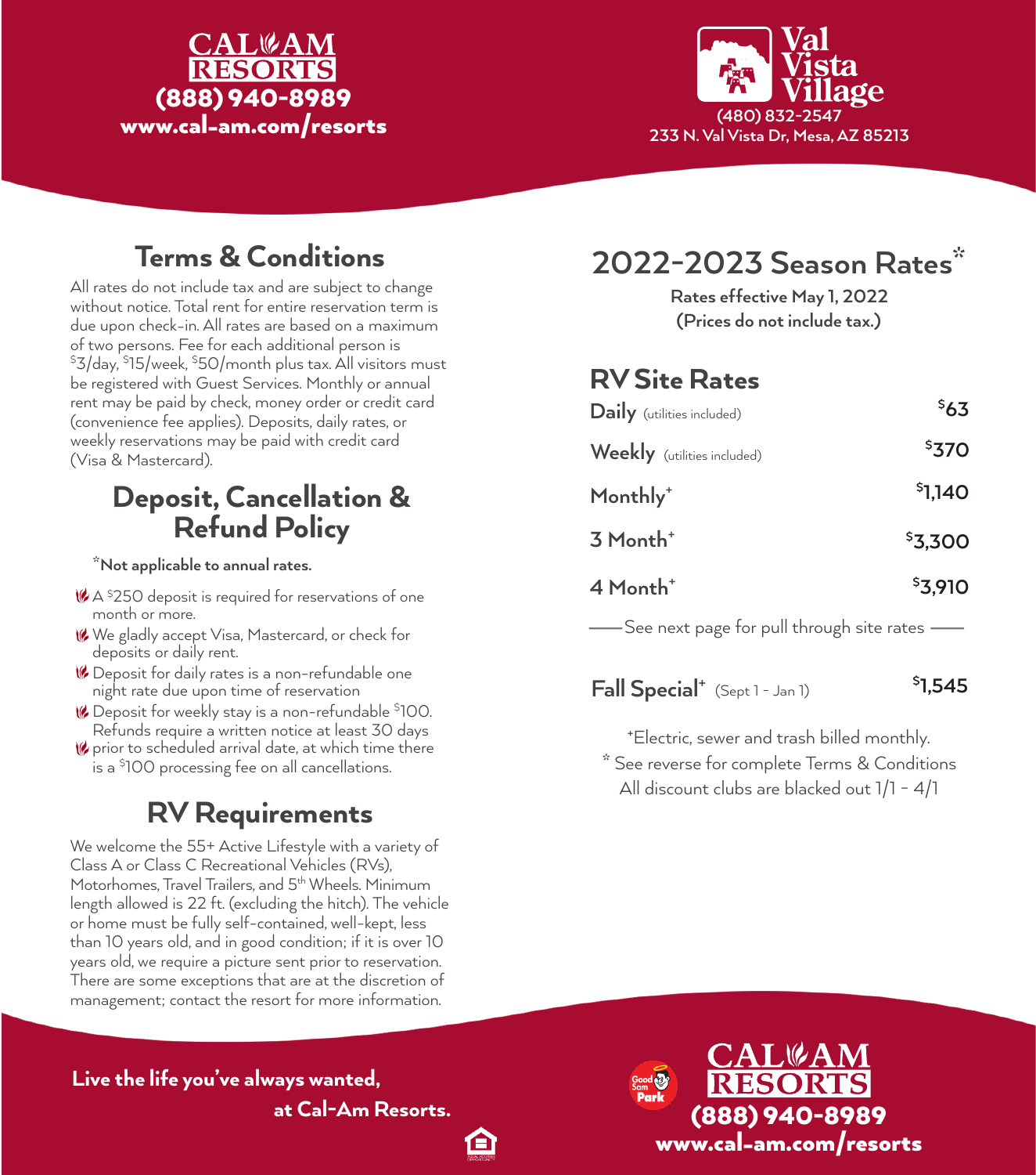**CAL-AM RESORTS**
**(888) 940-8989**
**www.cal-am.com/resorts**

**Val Vista Village**
(480) 832-2547
233 N. Val Vista Dr, Mesa, AZ 85213

## Terms & Conditions

All rates do not include tax and are subject to change without notice. Total rent for entire reservation term is due upon check-in. All rates are based on a maximum of two persons. Fee for each additional person is $3/day, $15/week, $50/month plus tax. All visitors must be registered with Guest Services. Monthly or annual rent may be paid by check, money order or credit card (convenience fee applies). Deposits, daily rates, or weekly reservations may be paid with credit card (Visa & Mastercard).

## Deposit, Cancellation & Refund Policy

**\*Not applicable to annual rates.**

- A $250 deposit is required for reservations of one month or more.
- We gladly accept Visa, Mastercard, or check for deposits or daily rent.
- Deposit for daily rates is a non-refundable one night rate due upon time of reservation
- Deposit for weekly stay is a non-refundable $100. Refunds require a written notice at least 30 days
- prior to scheduled arrival date, at which time there is a $100 processing fee on all cancellations.

## RV Requirements

We welcome the 55+ Active Lifestyle with a variety of Class A or Class C Recreational Vehicles (RVs), Motorhomes, Travel Trailers, and 5th Wheels. Minimum length allowed is 22 ft. (excluding the hitch). The vehicle or home must be fully self-contained, well-kept, less than 10 years old, and in good condition; if it is over 10 years old, we require a picture sent prior to reservation. There are some exceptions that are at the discretion of management; contact the resort for more information.

## 2022-2023 Season Rates*

**Rates effective May 1, 2022**
**(Prices do not include tax.)**

### RV Site Rates

| Rate | Price |
|---|---|
| Daily (utilities included) | $63 |
| Weekly (utilities included) | $370 |
| Monthly+ | $1,140 |
| 3 Month+ | $3,300 |
| 4 Month+ | $3,910 |

—— See next page for pull through site rates ——

| Rate | Price |
|---|---|
| Fall Special+ (Sept 1 - Jan 1) | $1,545 |

+Electric, sewer and trash billed monthly.
\* See reverse for complete Terms & Conditions
All discount clubs are blacked out 1/1 - 4/1

**Live the life you've always wanted, at Cal-Am Resorts.**

Good Sam Park

**CAL-AM RESORTS**
**(888) 940-8989**
**www.cal-am.com/resorts**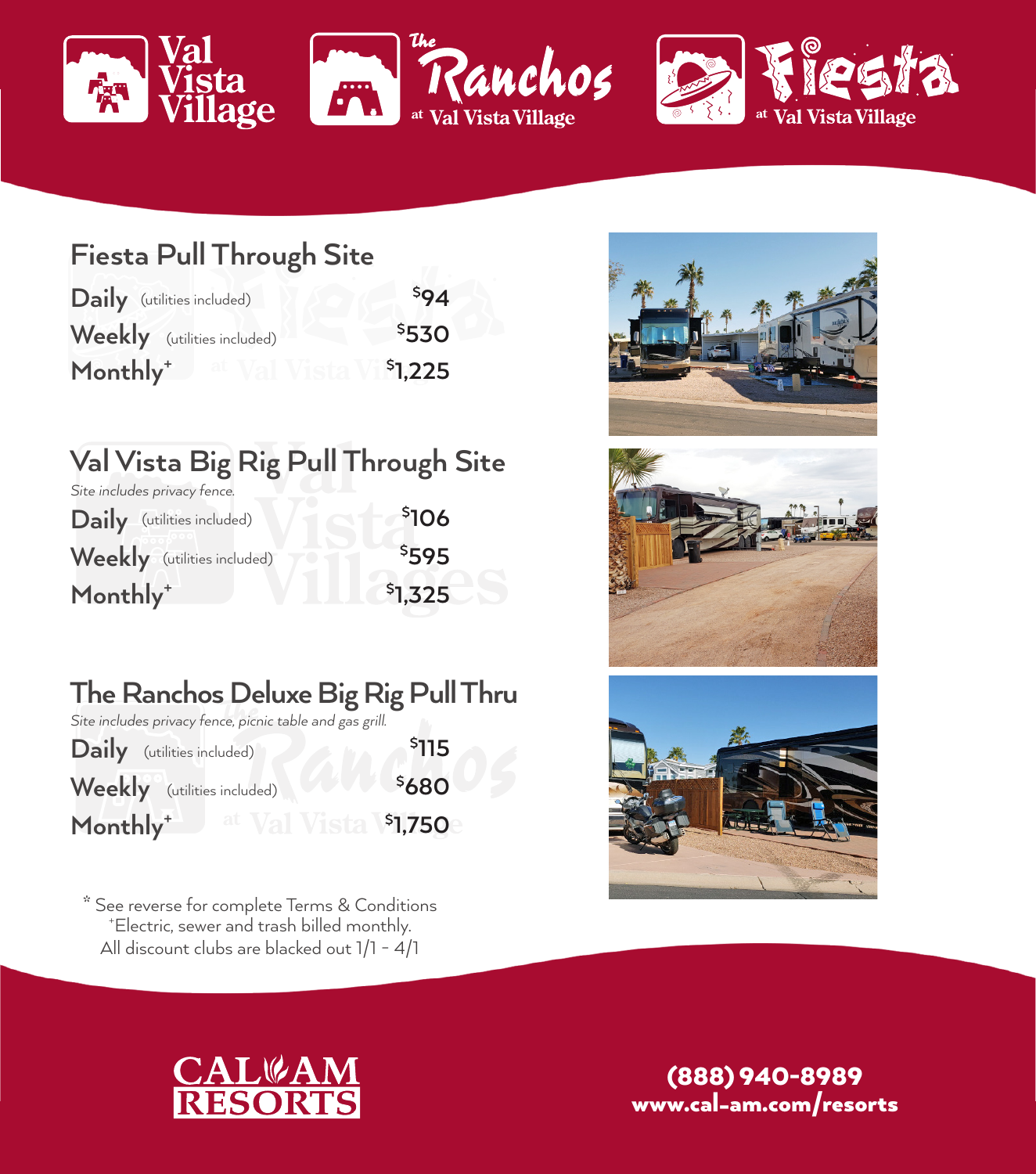Val Vista Village | The Ranchos at Val Vista Village | Fiesta at Val Vista Village

## Fiesta Pull Through Site

| | | |
|---|---|---|
| **Daily** | (utilities included) | $94 |
| **Weekly** | (utilities included) | $530 |
| **Monthly⁺** | | $1,225 |

## Val Vista Big Rig Pull Through Site

*Site includes privacy fence.*

| | | |
|---|---|---|
| **Daily** | (utilities included) | $106 |
| **Weekly** | (utilities included) | $595 |
| **Monthly⁺** | | $1,325 |

## The Ranchos Deluxe Big Rig Pull Thru

*Site includes privacy fence, picnic table and gas grill.*

| | | |
|---|---|---|
| **Daily** | (utilities included) | $115 |
| **Weekly** | (utilities included) | $680 |
| **Monthly⁺** | | $1,750 |

* See reverse for complete Terms & Conditions

⁺Electric, sewer and trash billed monthly.

All discount clubs are blacked out 1/1 - 4/1

CAL AM RESORTS

**(888) 940-8989**
**www.cal-am.com/resorts**